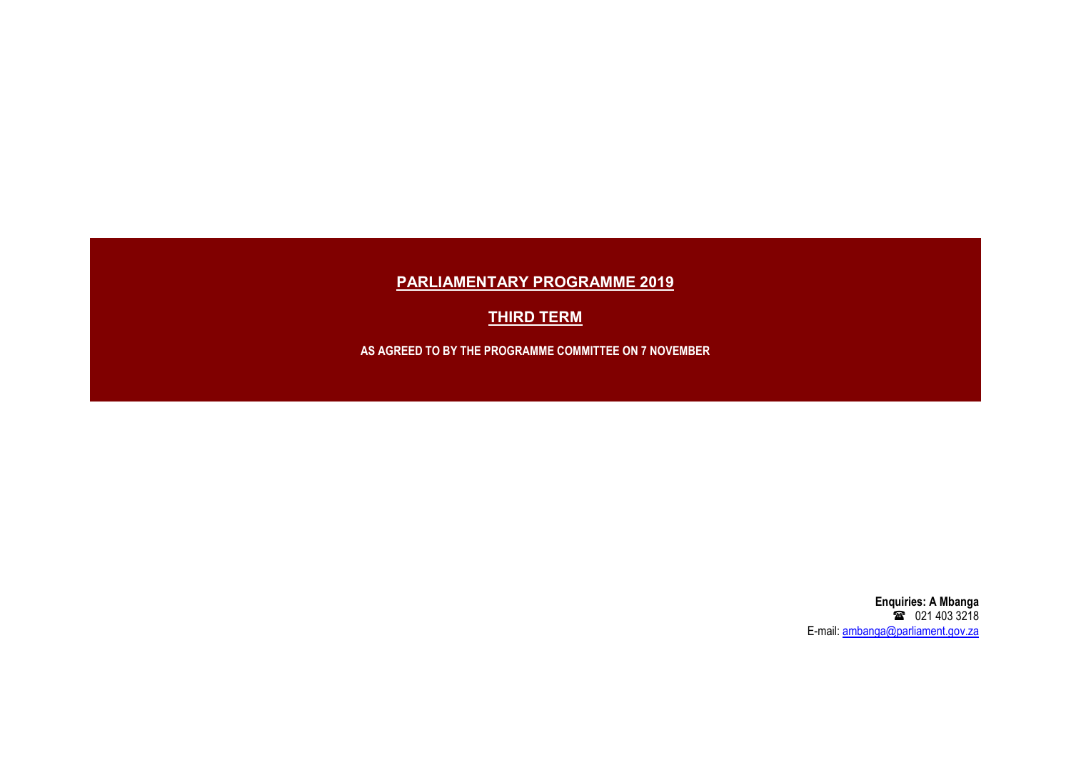# PARLIAMENTARY PROGRAMME 2019

## THIRD TERM

**AS AGREED TO BY THE PROGRAMME COMMITTEE ON 7 NOVEMBER**

**Enquiries: A Mbanga**
☎ 021 403 3218
E-mail: ambanga@parliament.gov.za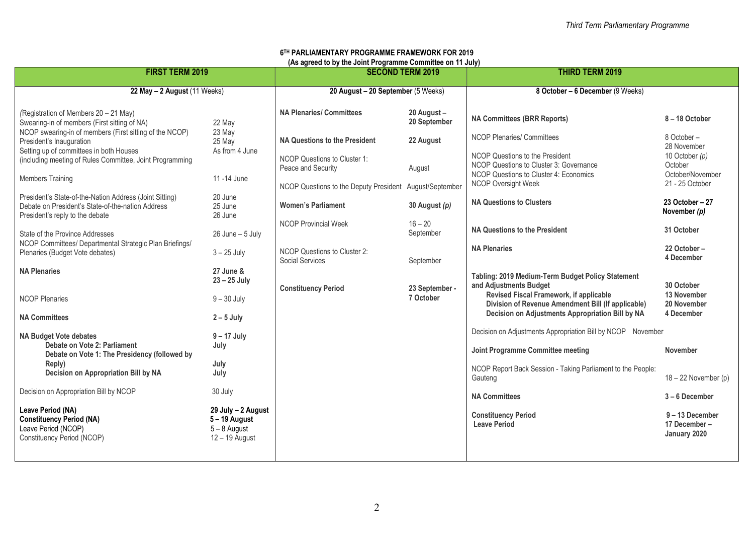## 6TH PARLIAMENTARY PROGRAMME FRAMEWORK FOR 2019

**(As agreed to by the Joint Programme Committee on 11 July)**

| FIRST TERM 2019 | | SECOND TERM 2019 | | THIRD TERM 2019 | |
|---|---|---|---|---|---|
| **22 May – 2 August** (11 Weeks) | | **20 August – 20 September** (5 Weeks) | | **8 October – 6 December** (9 Weeks) | |
| (Registration of Members 20 – 21 May) | | **NA Plenaries/ Committees** | **20 August – 20 September** | **NA Committees (BRR Reports)** | **8 – 18 October** |
| Swearing-in of members (First sitting of NA) | 22 May | **NA Questions to the President** | **22 August** | NCOP Plenaries/ Committees | 8 October – 28 November |
| NCOP swearing-in of members (First sitting of the NCOP) | 23 May | NCOP Questions to Cluster 1: Peace and Security | August | NCOP Questions to the President | 10 October *(p)* |
| President's Inauguration | 25 May | NCOP Questions to the Deputy President | August/September | NCOP Questions to Cluster 3: Governance | October |
| Setting up of committees in both Houses (including meeting of Rules Committee, Joint Programming | As from 4 June | **Women's Parliament** | **30 August *(p)*** | NCOP Questions to Cluster 4: Economics | October/November |
| Members Training | 11 -14 June | NCOP Provincial Week | 16 – 20 September | NCOP Oversight Week | 21 - 25 October |
| President's State-of-the-Nation Address (Joint Sitting) | 20 June | NCOP Questions to Cluster 2: Social Services | September | **NA Questions to Clusters** | **23 October – 27 November *(p)*** |
| Debate on President's State-of-the-nation Address | 25 June | **Constituency Period** | **23 September - 7 October** | **NA Questions to the President** | **31 October** |
| President's reply to the debate | 26 June | | | **NA Plenaries** | **22 October – 4 December** |
| State of the Province Addresses | 26 June – 5 July | | | **Tabling: 2019 Medium-Term Budget Policy Statement and Adjustments Budget** | **30 October** |
| NCOP Committees/ Departmental Strategic Plan Briefings/ Plenaries (Budget Vote debates) | 3 – 25 July | | | **Revised Fiscal Framework, if applicable** | **13 November** |
| **NA Plenaries** | **27 June & 23 – 25 July** | | | **Division of Revenue Amendment Bill (If applicable)** | **20 November** |
| NCOP Plenaries | 9 – 30 July | | | **Decision on Adjustments Appropriation Bill by NA** | **4 December** |
| **NA Committees** | **2 – 5 July** | | | Decision on Adjustments Appropriation Bill by NCOP | November |
| **NA Budget Vote debates** | **9 – 17 July** | | | **Joint Programme Committee meeting** | **November** |
| **Debate on Vote 2: Parliament** | **July** | | | NCOP Report Back Session - Taking Parliament to the People: Gauteng | 18 – 22 November (p) |
| **Debate on Vote 1: The Presidency (followed by Reply)** | **July** | | | **NA Committees** | **3 – 6 December** |
| **Decision on Appropriation Bill by NA** | **July** | | | **Constituency Period** | **9 – 13 December** |
| Decision on Appropriation Bill by NCOP | 30 July | | | **Leave Period** | **17 December – January 2020** |
| **Leave Period (NA)** | **29 July – 2 August** | | | | |
| **Constituency Period (NA)** | **5 – 19 August** | | | | |
| Leave Period (NCOP) | 5 – 8 August | | | | |
| Constituency Period (NCOP) | 12 – 19 August | | | | |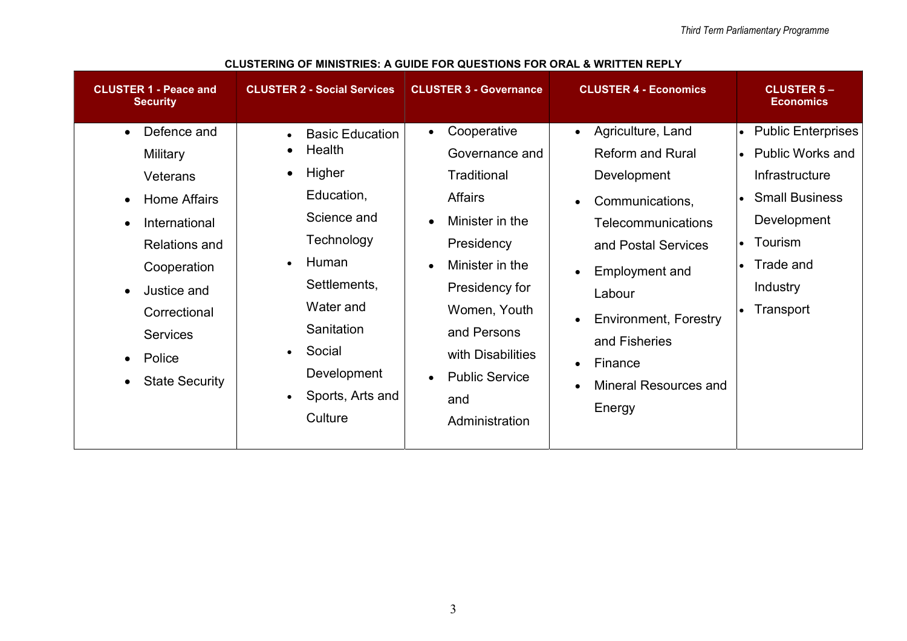**CLUSTERING OF MINISTRIES: A GUIDE FOR QUESTIONS FOR ORAL & WRITTEN REPLY**

| CLUSTER 1 - Peace and Security | CLUSTER 2 - Social Services | CLUSTER 3 - Governance | CLUSTER 4 - Economics | CLUSTER 5 – Economics |
|---|---|---|---|---|
| • Defence and Military Veterans<br>• Home Affairs<br>• International Relations and Cooperation<br>• Justice and Correctional Services<br>• Police<br>• State Security | • Basic Education<br>• Health<br>• Higher Education, Science and Technology<br>• Human Settlements, Water and Sanitation<br>• Social Development<br>• Sports, Arts and Culture | • Cooperative Governance and Traditional Affairs<br>• Minister in the Presidency<br>• Minister in the Presidency for Women, Youth and Persons with Disabilities<br>• Public Service and Administration | • Agriculture, Land Reform and Rural Development<br>• Communications, Telecommunications and Postal Services<br>• Employment and Labour<br>• Environment, Forestry and Fisheries<br>• Finance<br>• Mineral Resources and Energy | • Public Enterprises<br>• Public Works and Infrastructure<br>• Small Business Development<br>• Tourism<br>• Trade and Industry<br>• Transport |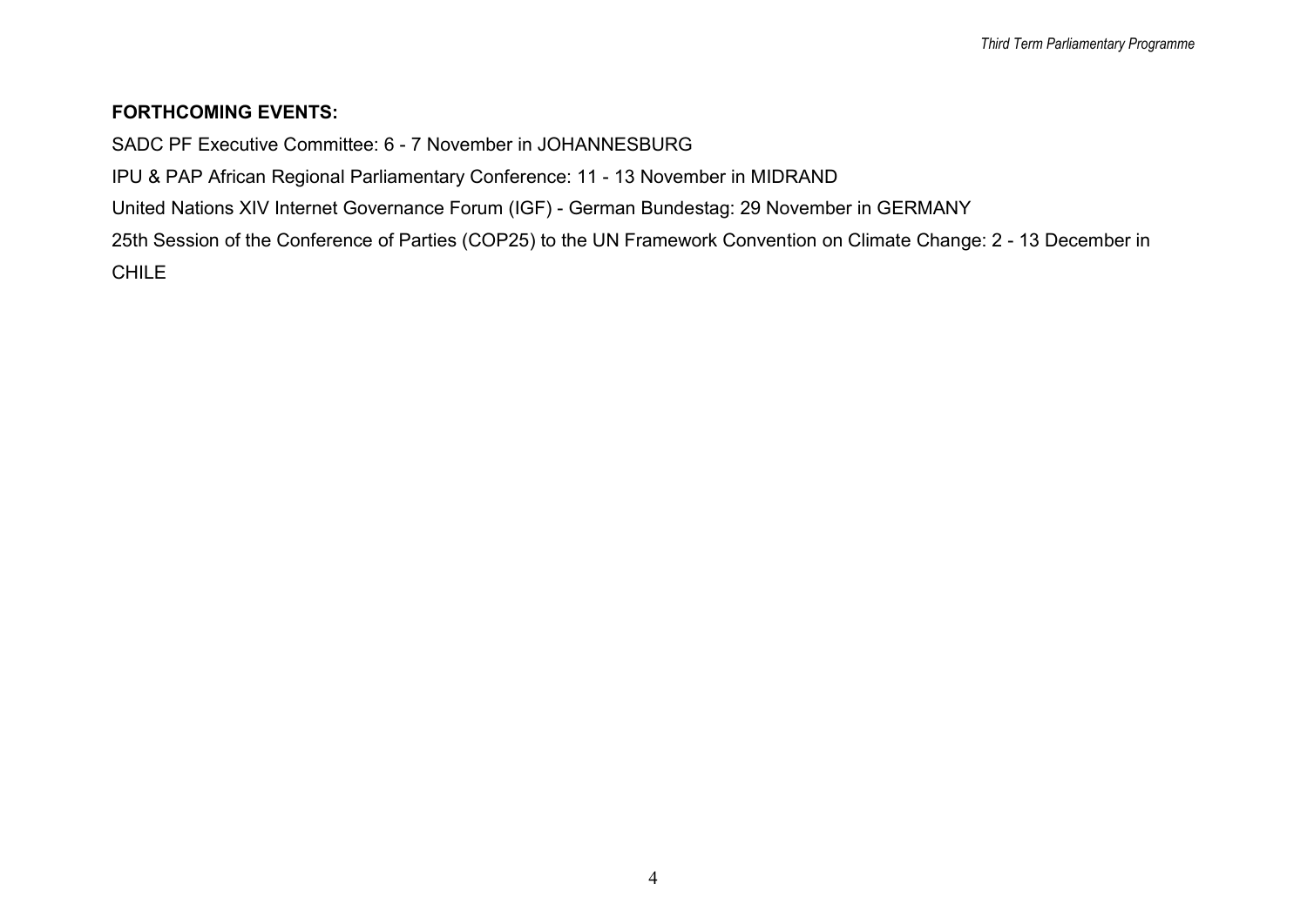**FORTHCOMING EVENTS:**

SADC PF Executive Committee: 6 - 7 November in JOHANNESBURG

IPU & PAP African Regional Parliamentary Conference: 11 - 13 November in MIDRAND

United Nations XIV Internet Governance Forum (IGF) - German Bundestag: 29 November in GERMANY

25th Session of the Conference of Parties (COP25) to the UN Framework Convention on Climate Change: 2 - 13 December in CHILE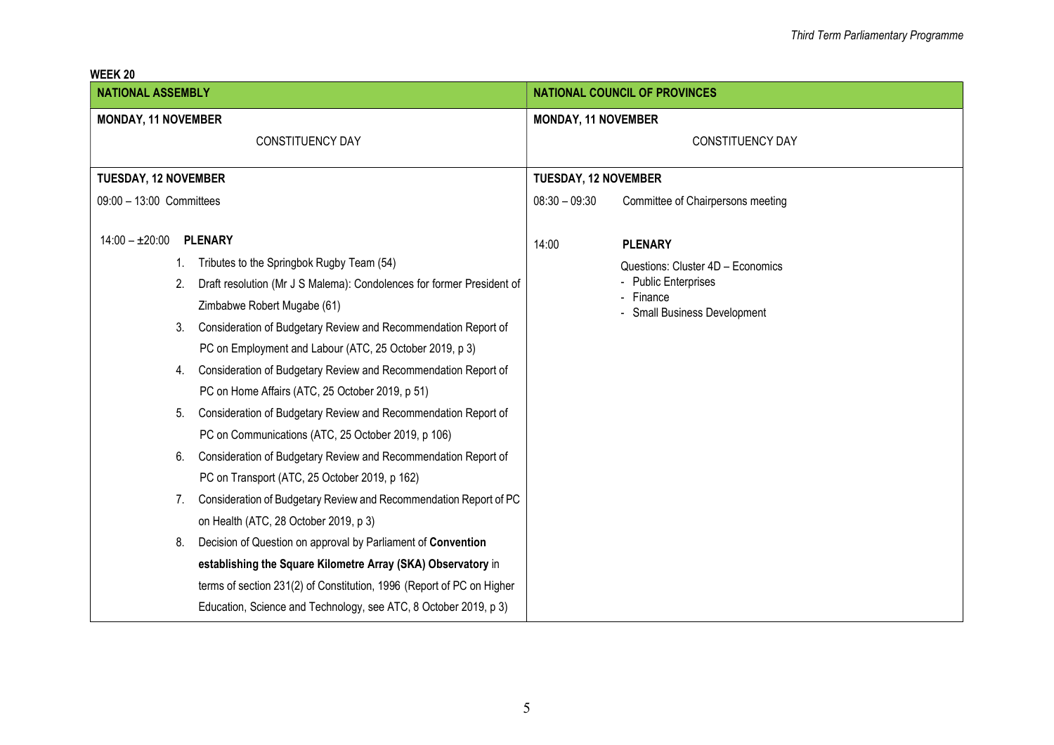**WEEK 20**

| NATIONAL ASSEMBLY | NATIONAL COUNCIL OF PROVINCES |
|---|---|
| **MONDAY, 11 NOVEMBER**<br><br>CONSTITUENCY DAY | **MONDAY, 11 NOVEMBER**<br><br>CONSTITUENCY DAY |
| **TUESDAY, 12 NOVEMBER**<br><br>09:00 – 13:00 Committees<br><br>14:00 – ±20:00 **PLENARY**<br>1. Tributes to the Springbok Rugby Team (54)<br>2. Draft resolution (Mr J S Malema): Condolences for former President of Zimbabwe Robert Mugabe (61)<br>3. Consideration of Budgetary Review and Recommendation Report of PC on Employment and Labour (ATC, 25 October 2019, p 3)<br>4. Consideration of Budgetary Review and Recommendation Report of PC on Home Affairs (ATC, 25 October 2019, p 51)<br>5. Consideration of Budgetary Review and Recommendation Report of PC on Communications (ATC, 25 October 2019, p 106)<br>6. Consideration of Budgetary Review and Recommendation Report of PC on Transport (ATC, 25 October 2019, p 162)<br>7. Consideration of Budgetary Review and Recommendation Report of PC on Health (ATC, 28 October 2019, p 3)<br>8. Decision of Question on approval by Parliament of **Convention establishing the Square Kilometre Array (SKA) Observatory** in terms of section 231(2) of Constitution, 1996 (Report of PC on Higher Education, Science and Technology, see ATC, 8 October 2019, p 3) | **TUESDAY, 12 NOVEMBER**<br><br>08:30 – 09:30 Committee of Chairpersons meeting<br><br>14:00 **PLENARY**<br>Questions: Cluster 4D – Economics<br>- Public Enterprises<br>- Finance<br>- Small Business Development |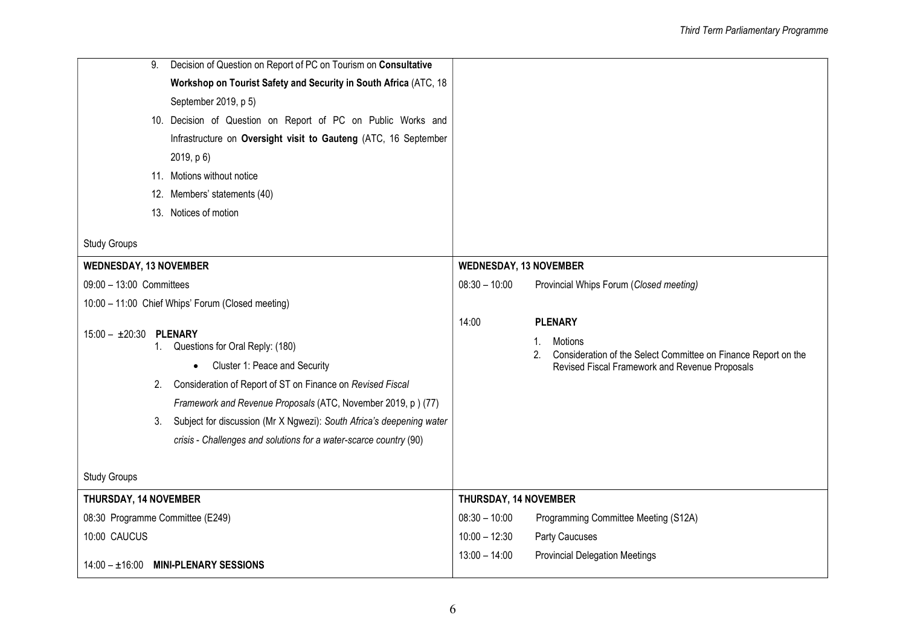| | |
|---|---|
| 9. Decision of Question on Report of PC on Tourism on **Consultative Workshop on Tourist Safety and Security in South Africa** (ATC, 18 September 2019, p 5)<br>10. Decision of Question on Report of PC on Public Works and Infrastructure on **Oversight visit to Gauteng** (ATC, 16 September 2019, p 6)<br>11. Motions without notice<br>12. Members' statements (40)<br>13. Notices of motion<br><br>Study Groups | |
| **WEDNESDAY, 13 NOVEMBER**<br>09:00 – 13:00 Committees<br>10:00 – 11:00 Chief Whips' Forum (Closed meeting)<br><br>15:00 – ±20:30 **PLENARY**<br>1. Questions for Oral Reply: (180)<br>• Cluster 1: Peace and Security<br>2. Consideration of Report of ST on Finance on *Revised Fiscal Framework and Revenue Proposals* (ATC, November 2019, p ) (77)<br>3. Subject for discussion (Mr X Ngwezi): *South Africa's deepening water crisis - Challenges and solutions for a water-scarce country* (90)<br><br>Study Groups | **WEDNESDAY, 13 NOVEMBER**<br>08:30 – 10:00 Provincial Whips Forum (*Closed meeting*)<br><br>14:00 **PLENARY**<br>1. Motions<br>2. Consideration of the Select Committee on Finance Report on the Revised Fiscal Framework and Revenue Proposals |
| **THURSDAY, 14 NOVEMBER**<br>08:30 Programme Committee (E249)<br>10:00 CAUCUS<br>14:00 – ±16:00 **MINI-PLENARY SESSIONS** | **THURSDAY, 14 NOVEMBER**<br>08:30 – 10:00 Programming Committee Meeting (S12A)<br>10:00 – 12:30 Party Caucuses<br>13:00 – 14:00 Provincial Delegation Meetings |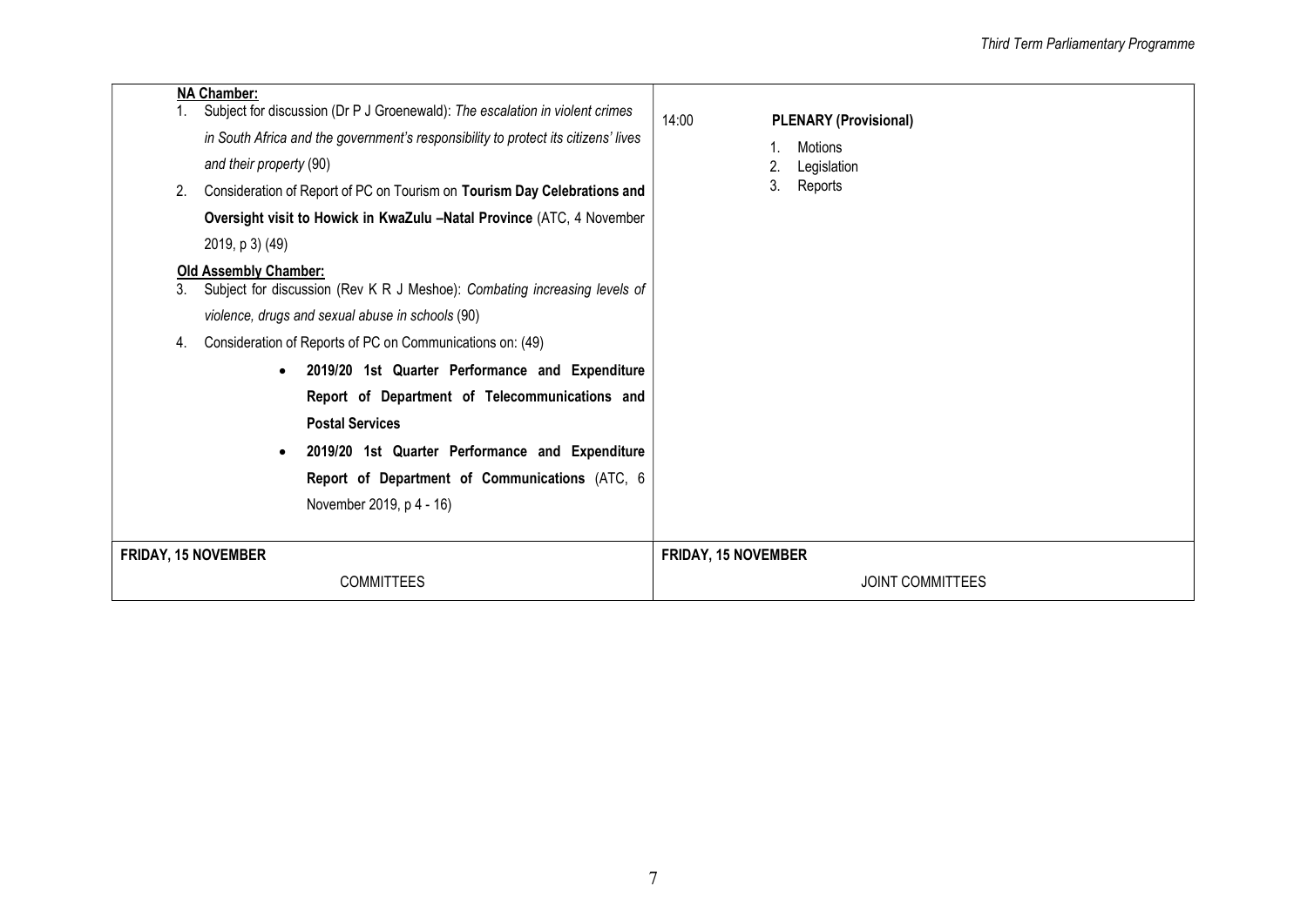| | |
|---|---|
| **<u>NA Chamber:</u>**<br>1. Subject for discussion (Dr P J Groenewald): *The escalation in violent crimes in South Africa and the government's responsibility to protect its citizens' lives and their property* (90)<br>2. Consideration of Report of PC on Tourism on **Tourism Day Celebrations and Oversight visit to Howick in KwaZulu –Natal Province** (ATC, 4 November 2019, p 3) (49)<br>**<u>Old Assembly Chamber:</u>**<br>3. Subject for discussion (Rev K R J Meshoe): *Combating increasing levels of violence, drugs and sexual abuse in schools* (90)<br>4. Consideration of Reports of PC on Communications on: (49)<br>• **2019/20 1st Quarter Performance and Expenditure Report of Department of Telecommunications and Postal Services**<br>• **2019/20 1st Quarter Performance and Expenditure Report of Department of Communications** (ATC, 6 November 2019, p 4 - 16) | 14:00 **PLENARY (Provisional)**<br>1. Motions<br>2. Legislation<br>3. Reports |
| **FRIDAY, 15 NOVEMBER**<br>COMMITTEES | **FRIDAY, 15 NOVEMBER**<br>JOINT COMMITTEES |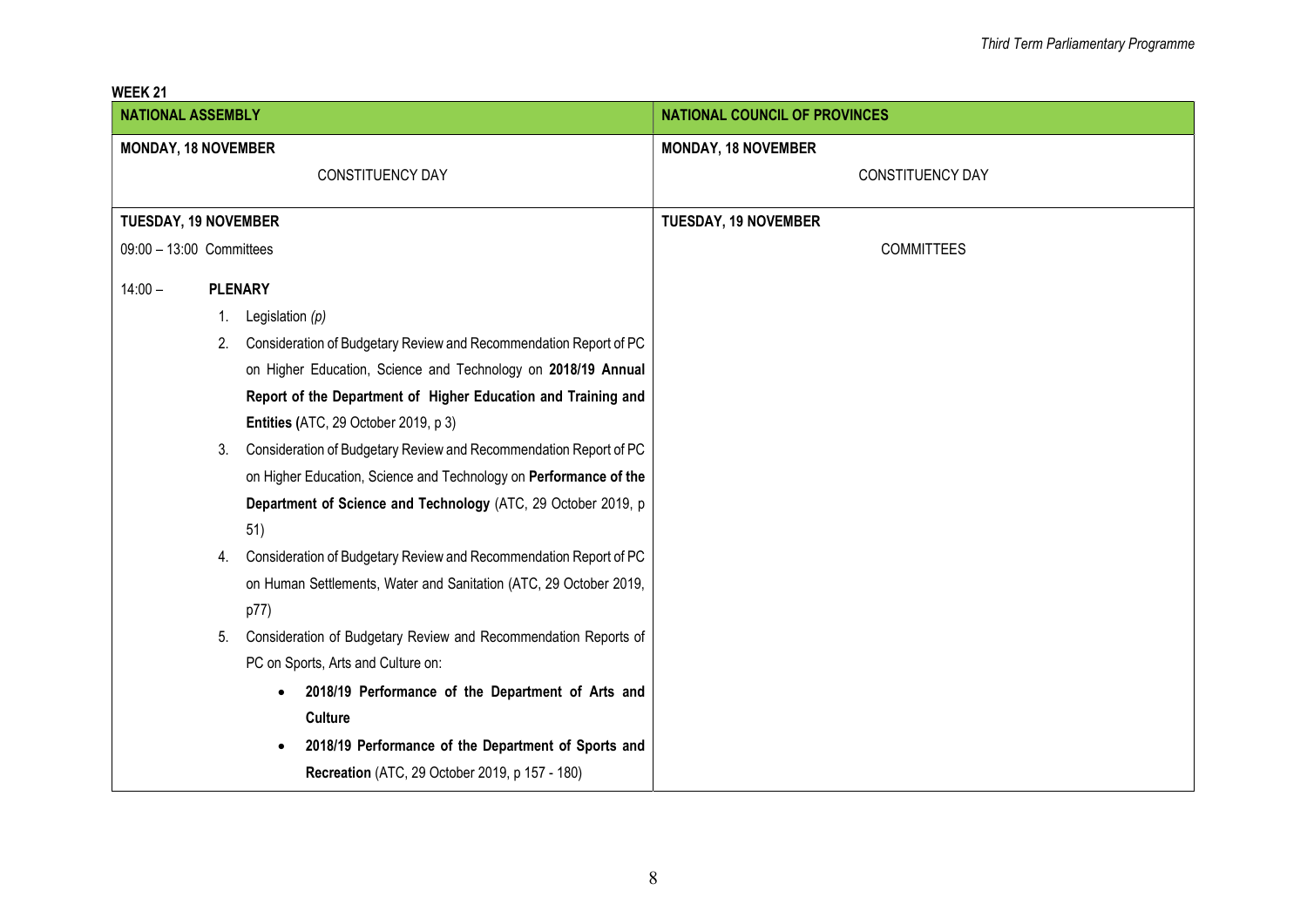**WEEK 21**

| NATIONAL ASSEMBLY | NATIONAL COUNCIL OF PROVINCES |
|---|---|
| **MONDAY, 18 NOVEMBER**<br><br>CONSTITUENCY DAY | **MONDAY, 18 NOVEMBER**<br><br>CONSTITUENCY DAY |
| **TUESDAY, 19 NOVEMBER**<br><br>09:00 – 13:00 Committees<br><br>14:00 – **PLENARY**<br><br>1. Legislation *(p)*<br>2. Consideration of Budgetary Review and Recommendation Report of PC on Higher Education, Science and Technology on **2018/19 Annual Report of the Department of Higher Education and Training and Entities (**ATC, 29 October 2019, p 3)<br>3. Consideration of Budgetary Review and Recommendation Report of PC on Higher Education, Science and Technology on **Performance of the Department of Science and Technology** (ATC, 29 October 2019, p 51)<br>4. Consideration of Budgetary Review and Recommendation Report of PC on Human Settlements, Water and Sanitation (ATC, 29 October 2019, p77)<br>5. Consideration of Budgetary Review and Recommendation Reports of PC on Sports, Arts and Culture on:<br>• **2018/19 Performance of the Department of Arts and Culture**<br>• **2018/19 Performance of the Department of Sports and Recreation** (ATC, 29 October 2019, p 157 - 180) | **TUESDAY, 19 NOVEMBER**<br><br>COMMITTEES |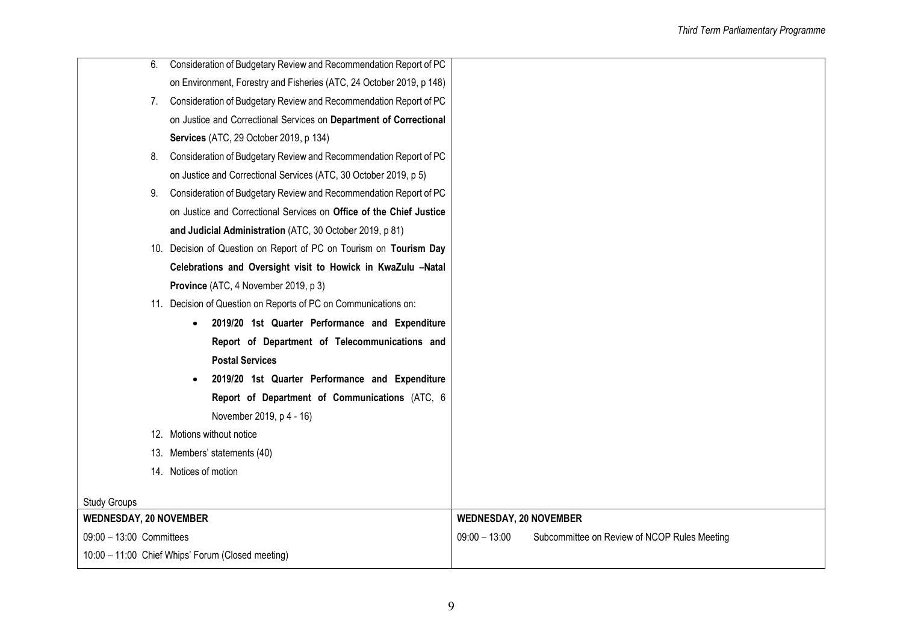| | |
|---|---|
| 6. Consideration of Budgetary Review and Recommendation Report of PC on Environment, Forestry and Fisheries (ATC, 24 October 2019, p 148)<br>7. Consideration of Budgetary Review and Recommendation Report of PC on Justice and Correctional Services on **Department of Correctional Services** (ATC, 29 October 2019, p 134)<br>8. Consideration of Budgetary Review and Recommendation Report of PC on Justice and Correctional Services (ATC, 30 October 2019, p 5)<br>9. Consideration of Budgetary Review and Recommendation Report of PC on Justice and Correctional Services on **Office of the Chief Justice and Judicial Administration** (ATC, 30 October 2019, p 81)<br>10. Decision of Question on Report of PC on Tourism on **Tourism Day Celebrations and Oversight visit to Howick in KwaZulu –Natal Province** (ATC, 4 November 2019, p 3)<br>11. Decision of Question on Reports of PC on Communications on:<br>• **2019/20 1st Quarter Performance and Expenditure Report of Department of Telecommunications and Postal Services**<br>• **2019/20 1st Quarter Performance and Expenditure Report of Department of Communications** (ATC, 6 November 2019, p 4 - 16)<br>12. Motions without notice<br>13. Members' statements (40)<br>14. Notices of motion<br><br>Study Groups | |
| **WEDNESDAY, 20 NOVEMBER** | **WEDNESDAY, 20 NOVEMBER** |
| 09:00 – 13:00 Committees<br>10:00 – 11:00 Chief Whips' Forum (Closed meeting) | 09:00 – 13:00 Subcommittee on Review of NCOP Rules Meeting |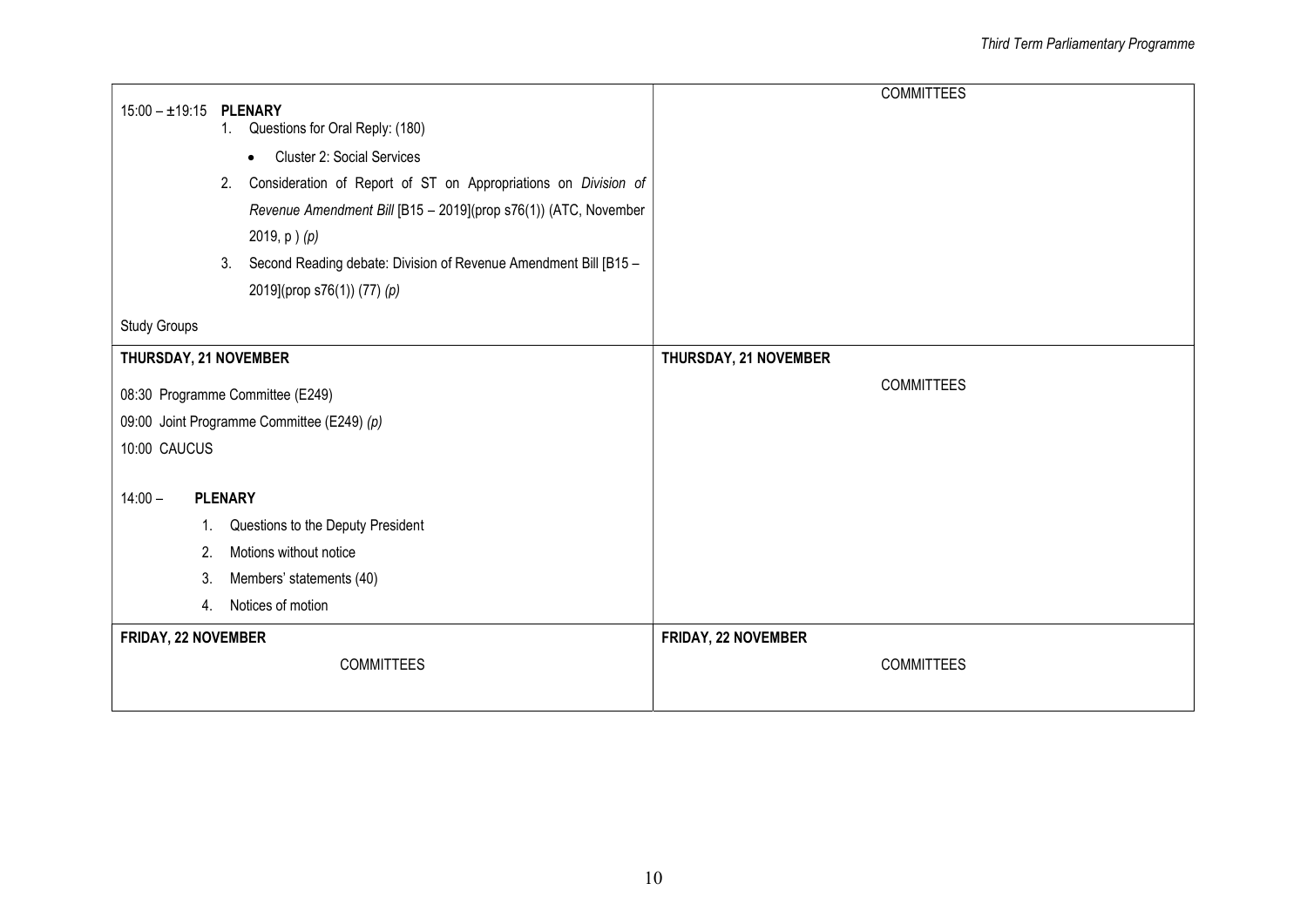| | |
|---|---|
| 15:00 – ±19:15 **PLENARY**<br>1. Questions for Oral Reply: (180)<br>• Cluster 2: Social Services<br>2. Consideration of Report of ST on Appropriations on *Division of Revenue Amendment Bill* [B15 – 2019](prop s76(1)) (ATC, November 2019, p ) *(p)*<br>3. Second Reading debate: Division of Revenue Amendment Bill [B15 – 2019](prop s76(1)) (77) *(p)*<br><br>Study Groups | COMMITTEES |
| **THURSDAY, 21 NOVEMBER** | **THURSDAY, 21 NOVEMBER** |
| 08:30 Programme Committee (E249)<br>09:00 Joint Programme Committee (E249) *(p)*<br>10:00 CAUCUS<br><br>14:00 – **PLENARY**<br>1. Questions to the Deputy President<br>2. Motions without notice<br>3. Members' statements (40)<br>4. Notices of motion | COMMITTEES |
| **FRIDAY, 22 NOVEMBER** | **FRIDAY, 22 NOVEMBER** |
| COMMITTEES | COMMITTEES |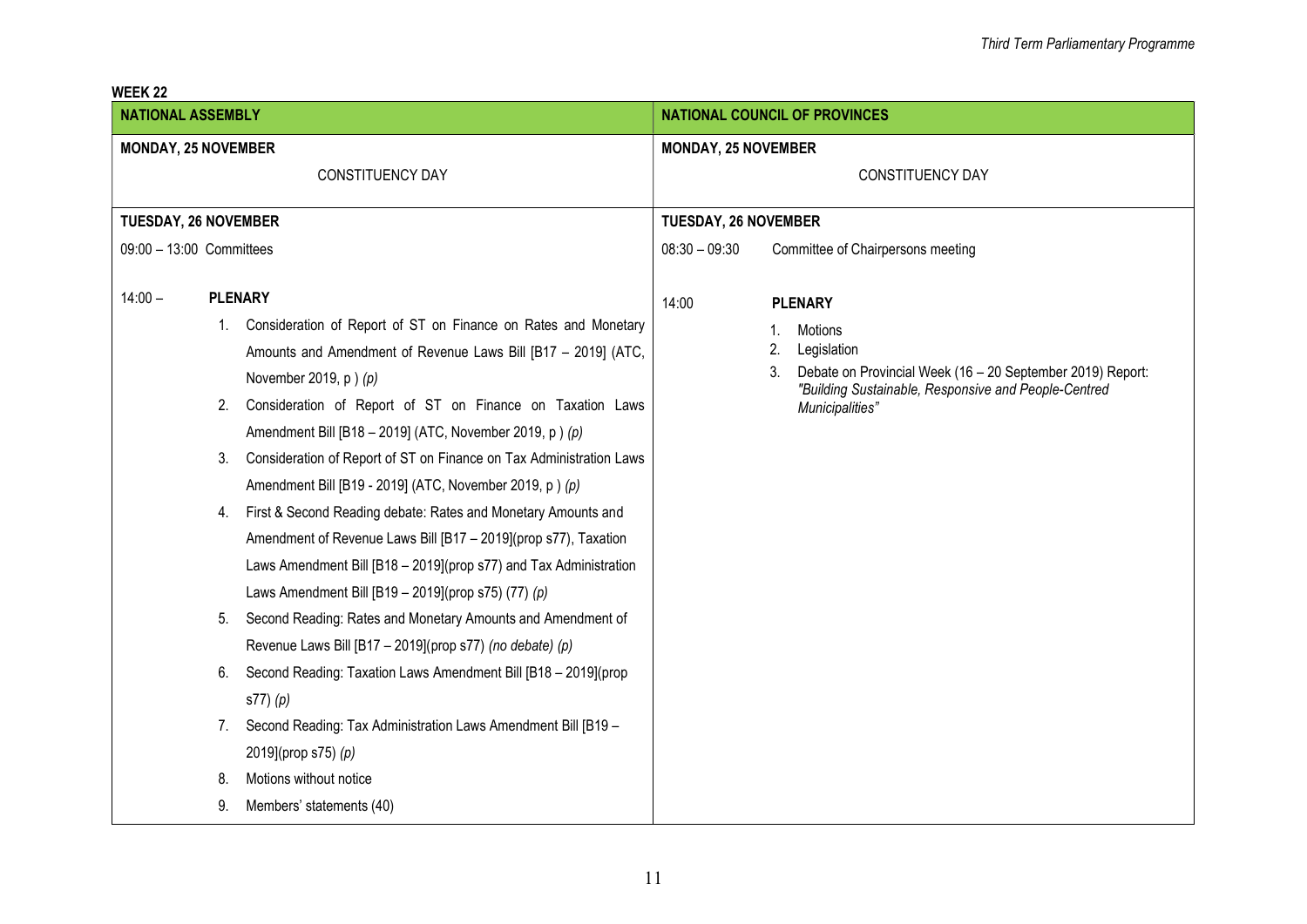**WEEK 22**

| NATIONAL ASSEMBLY | NATIONAL COUNCIL OF PROVINCES |
| --- | --- |
| **MONDAY, 25 NOVEMBER**<br><br>CONSTITUENCY DAY | **MONDAY, 25 NOVEMBER**<br><br>CONSTITUENCY DAY |
| **TUESDAY, 26 NOVEMBER**<br><br>09:00 – 13:00 Committees<br><br>14:00 – **PLENARY**<br>1. Consideration of Report of ST on Finance on Rates and Monetary Amounts and Amendment of Revenue Laws Bill [B17 – 2019] (ATC, November 2019, p ) *(p)*<br>2. Consideration of Report of ST on Finance on Taxation Laws Amendment Bill [B18 – 2019] (ATC, November 2019, p ) *(p)*<br>3. Consideration of Report of ST on Finance on Tax Administration Laws Amendment Bill [B19 - 2019] (ATC, November 2019, p ) *(p)*<br>4. First & Second Reading debate: Rates and Monetary Amounts and Amendment of Revenue Laws Bill [B17 – 2019](prop s77), Taxation Laws Amendment Bill [B18 – 2019](prop s77) and Tax Administration Laws Amendment Bill [B19 – 2019](prop s75) (77) *(p)*<br>5. Second Reading: Rates and Monetary Amounts and Amendment of Revenue Laws Bill [B17 – 2019](prop s77) *(no debate) (p)*<br>6. Second Reading: Taxation Laws Amendment Bill [B18 – 2019](prop s77) *(p)*<br>7. Second Reading: Tax Administration Laws Amendment Bill [B19 – 2019](prop s75) *(p)*<br>8. Motions without notice<br>9. Members' statements (40) | **TUESDAY, 26 NOVEMBER**<br><br>08:30 – 09:30 Committee of Chairpersons meeting<br><br>14:00 **PLENARY**<br>1. Motions<br>2. Legislation<br>3. Debate on Provincial Week (16 – 20 September 2019) Report: *"Building Sustainable, Responsive and People-Centred Municipalities"* |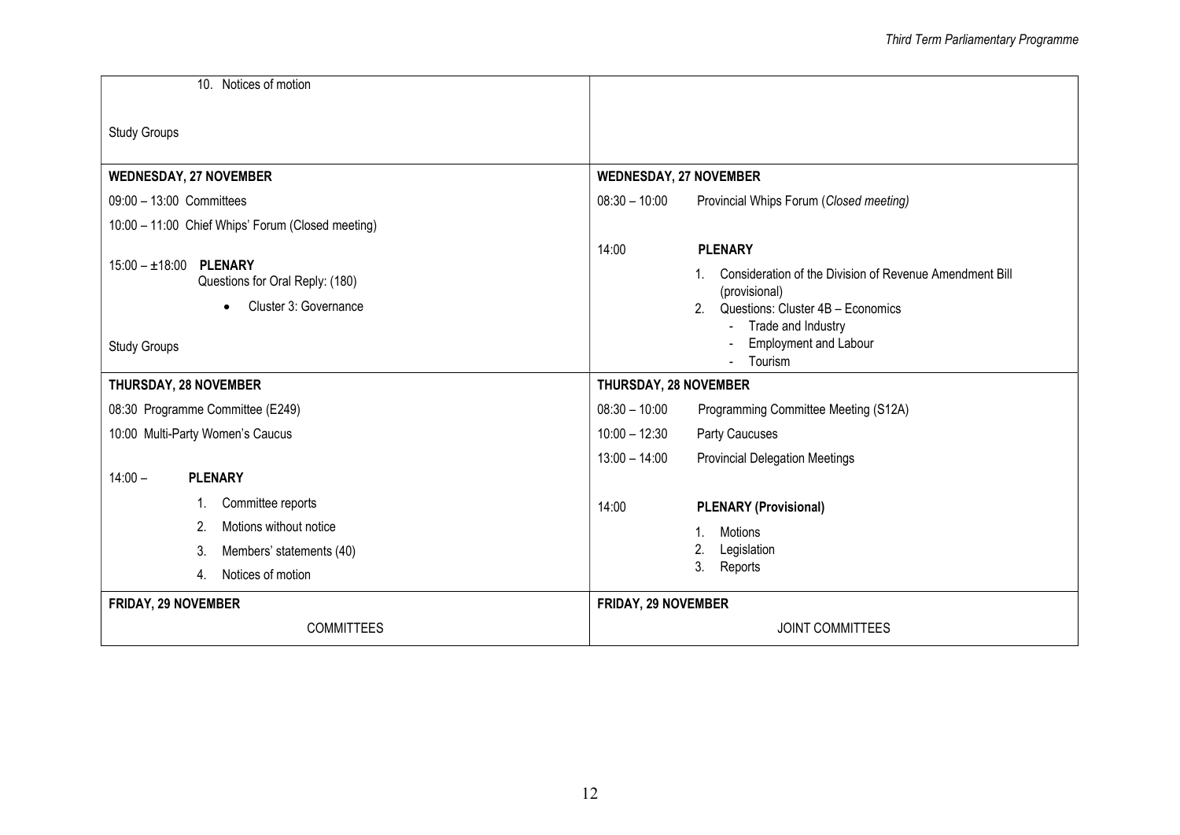| | |
|---|---|
| 10. Notices of motion<br><br>Study Groups | |
| **WEDNESDAY, 27 NOVEMBER** | **WEDNESDAY, 27 NOVEMBER** |
| 09:00 – 13:00 Committees<br>10:00 – 11:00 Chief Whips' Forum (Closed meeting)<br><br>15:00 – ±18:00 **PLENARY**<br>Questions for Oral Reply: (180)<br>• Cluster 3: Governance<br><br>Study Groups | 08:30 – 10:00 Provincial Whips Forum (*Closed meeting*)<br><br>14:00 **PLENARY**<br>1. Consideration of the Division of Revenue Amendment Bill (provisional)<br>2. Questions: Cluster 4B – Economics<br>- Trade and Industry<br>- Employment and Labour<br>- Tourism |
| **THURSDAY, 28 NOVEMBER** | **THURSDAY, 28 NOVEMBER** |
| 08:30 Programme Committee (E249)<br>10:00 Multi-Party Women's Caucus<br><br>14:00 – **PLENARY**<br>1. Committee reports<br>2. Motions without notice<br>3. Members' statements (40)<br>4. Notices of motion | 08:30 – 10:00 Programming Committee Meeting (S12A)<br>10:00 – 12:30 Party Caucuses<br>13:00 – 14:00 Provincial Delegation Meetings<br><br>14:00 **PLENARY (Provisional)**<br>1. Motions<br>2. Legislation<br>3. Reports |
| **FRIDAY, 29 NOVEMBER** | **FRIDAY, 29 NOVEMBER** |
| COMMITTEES | JOINT COMMITTEES |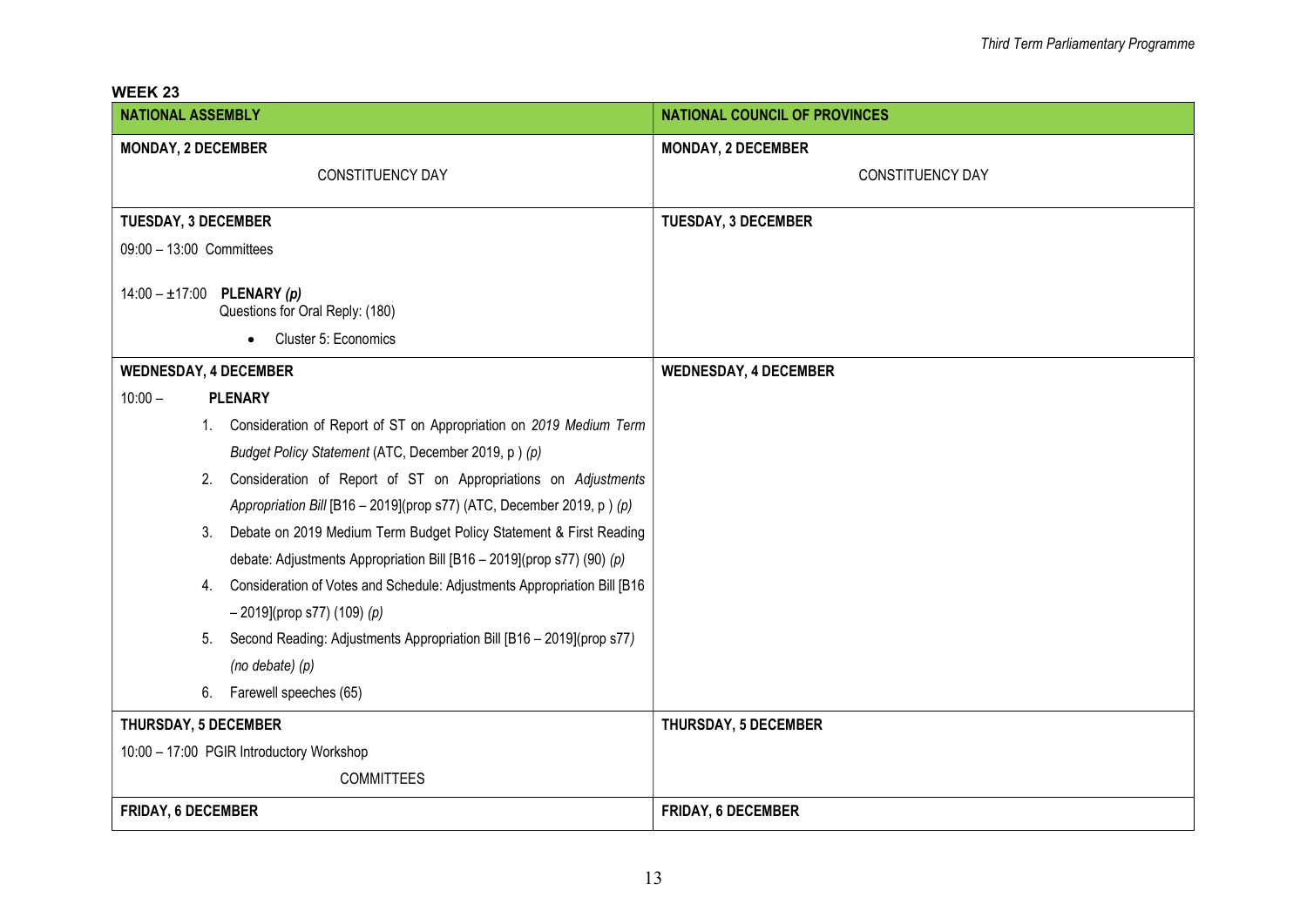**WEEK 23**

| NATIONAL ASSEMBLY | NATIONAL COUNCIL OF PROVINCES |
|---|---|
| **MONDAY, 2 DECEMBER**<br><br>CONSTITUENCY DAY | **MONDAY, 2 DECEMBER**<br><br>CONSTITUENCY DAY |
| **TUESDAY, 3 DECEMBER**<br><br>09:00 – 13:00 Committees<br><br>14:00 – ±17:00 ***PLENARY (p)***<br>Questions for Oral Reply: (180)<br>• Cluster 5: Economics | **TUESDAY, 3 DECEMBER** |
| **WEDNESDAY, 4 DECEMBER**<br><br>10:00 – **PLENARY**<br>1. Consideration of Report of ST on Appropriation on *2019 Medium Term Budget Policy Statement* (ATC, December 2019, p ) *(p)*<br>2. Consideration of Report of ST on Appropriations on *Adjustments Appropriation Bill* [B16 – 2019](prop s77) (ATC, December 2019, p ) *(p)*<br>3. Debate on 2019 Medium Term Budget Policy Statement & First Reading debate: Adjustments Appropriation Bill [B16 – 2019](prop s77) (90) *(p)*<br>4. Consideration of Votes and Schedule: Adjustments Appropriation Bill [B16 – 2019](prop s77) (109) *(p)*<br>5. Second Reading: Adjustments Appropriation Bill [B16 – 2019](prop s77) *(no debate) (p)*<br>6. Farewell speeches (65) | **WEDNESDAY, 4 DECEMBER** |
| **THURSDAY, 5 DECEMBER**<br><br>10:00 – 17:00 PGIR Introductory Workshop<br>COMMITTEES | **THURSDAY, 5 DECEMBER** |
| **FRIDAY, 6 DECEMBER** | **FRIDAY, 6 DECEMBER** |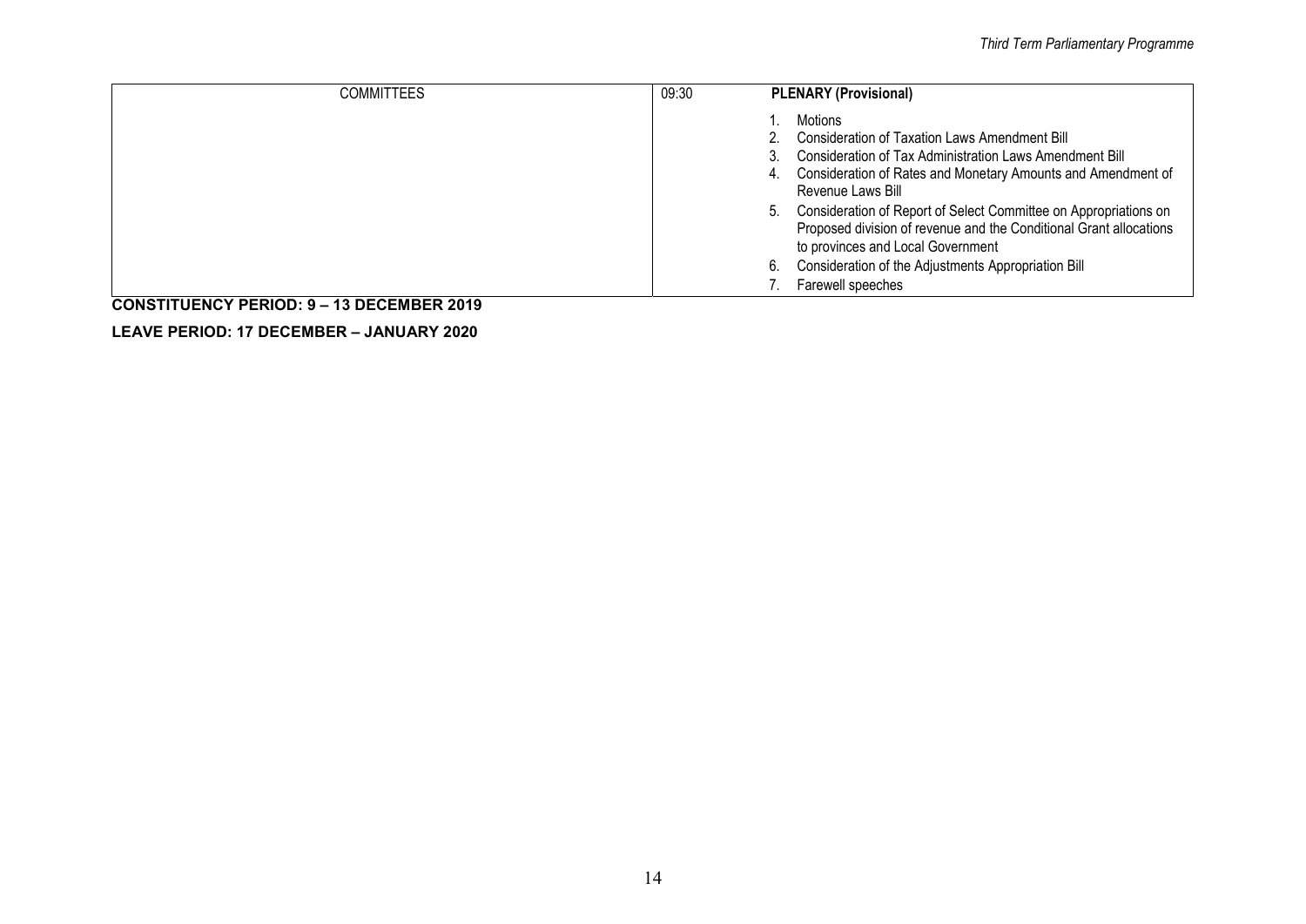| | | |
|---|---|---|
| COMMITTEES | 09:30 | **PLENARY (Provisional)**<br>1. Motions<br>2. Consideration of Taxation Laws Amendment Bill<br>3. Consideration of Tax Administration Laws Amendment Bill<br>4. Consideration of Rates and Monetary Amounts and Amendment of Revenue Laws Bill<br>5. Consideration of Report of Select Committee on Appropriations on Proposed division of revenue and the Conditional Grant allocations to provinces and Local Government<br>6. Consideration of the Adjustments Appropriation Bill<br>7. Farewell speeches |

**CONSTITUENCY PERIOD: 9 – 13 DECEMBER 2019**

**LEAVE PERIOD: 17 DECEMBER – JANUARY 2020**